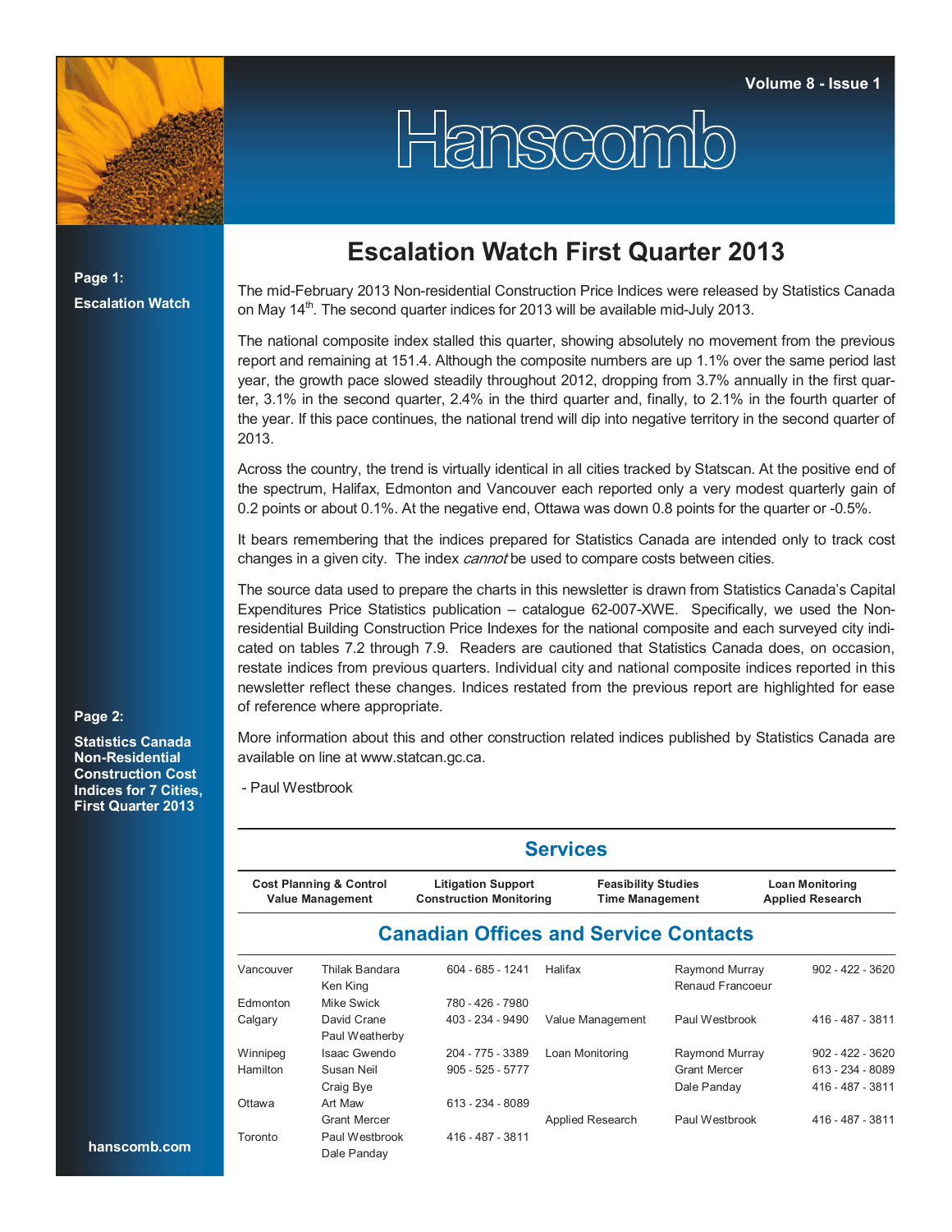# Hanscomb

Volume 8 - Issue 1

**Page 1:**
**Escalation Watch**

**Page 2:**
**Statistics Canada Non-Residential Construction Cost Indices for 7 Cities, First Quarter 2013**

## Escalation Watch First Quarter 2013

The mid-February 2013 Non-residential Construction Price Indices were released by Statistics Canada on May 14th. The second quarter indices for 2013 will be available mid-July 2013.

The national composite index stalled this quarter, showing absolutely no movement from the previous report and remaining at 151.4. Although the composite numbers are up 1.1% over the same period last year, the growth pace slowed steadily throughout 2012, dropping from 3.7% annually in the first quarter, 3.1% in the second quarter, 2.4% in the third quarter and, finally, to 2.1% in the fourth quarter of the year. If this pace continues, the national trend will dip into negative territory in the second quarter of 2013.

Across the country, the trend is virtually identical in all cities tracked by Statscan. At the positive end of the spectrum, Halifax, Edmonton and Vancouver each reported only a very modest quarterly gain of 0.2 points or about 0.1%. At the negative end, Ottawa was down 0.8 points for the quarter or -0.5%.

It bears remembering that the indices prepared for Statistics Canada are intended only to track cost changes in a given city. The index *cannot* be used to compare costs between cities.

The source data used to prepare the charts in this newsletter is drawn from Statistics Canada's Capital Expenditures Price Statistics publication – catalogue 62-007-XWE. Specifically, we used the Non-residential Building Construction Price Indexes for the national composite and each surveyed city indicated on tables 7.2 through 7.9. Readers are cautioned that Statistics Canada does, on occasion, restate indices from previous quarters. Individual city and national composite indices reported in this newsletter reflect these changes. Indices restated from the previous report are highlighted for ease of reference where appropriate.

More information about this and other construction related indices published by Statistics Canada are available on line at www.statcan.gc.ca.

\- Paul Westbrook

## Services

| Cost Planning & Control<br>Value Management | Litigation Support<br>Construction Monitoring | Feasibility Studies<br>Time Management | Loan Monitoring<br>Applied Research |
|---|---|---|---|

## Canadian Offices and Service Contacts

| | | | | | |
|---|---|---|---|---|---|
| Vancouver | Thilak Bandara<br>Ken King | 604 - 685 - 1241 | Halifax | Raymond Murray<br>Renaud Francoeur | 902 - 422 - 3620 |
| Edmonton | Mike Swick | 780 - 426 - 7980 | | | |
| Calgary | David Crane<br>Paul Weatherby | 403 - 234 - 9490 | Value Management | Paul Westbrook | 416 - 487 - 3811 |
| Winnipeg | Isaac Gwendo | 204 - 775 - 3389 | Loan Monitoring | Raymond Murray | 902 - 422 - 3620 |
| Hamilton | Susan Neil<br>Craig Bye | 905 - 525 - 5777 | | Grant Mercer<br>Dale Panday | 613 - 234 - 8089<br>416 - 487 - 3811 |
| Ottawa | Art Maw<br>Grant Mercer | 613 - 234 - 8089 | Applied Research | Paul Westbrook | 416 - 487 - 3811 |
| Toronto | Paul Westbrook<br>Dale Panday | 416 - 487 - 3811 | | | |

hanscomb.com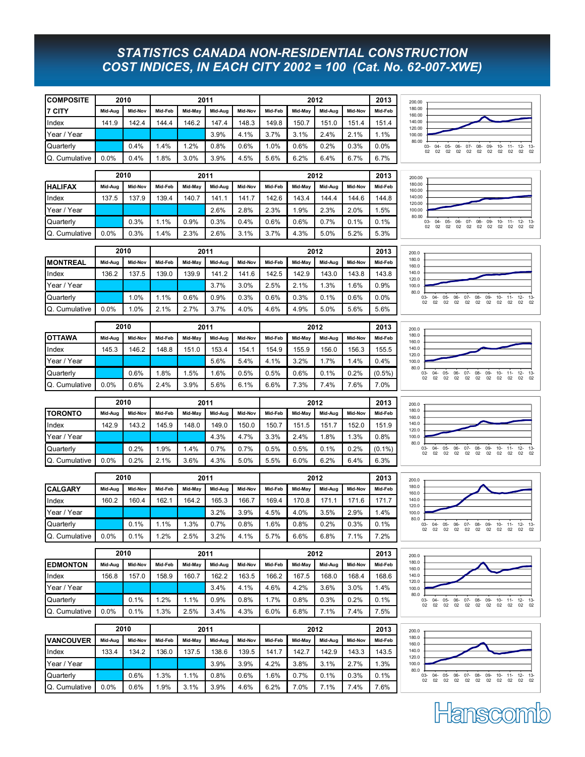# STATISTICS CANADA NON-RESIDENTIAL CONSTRUCTION COST INDICES, IN EACH CITY 2002 = 100 (Cat. No. 62-007-XWE)

| COMPOSITE | 2010 | | 2011 | | | | 2012 | | | | 2013 |
|---|---|---|---|---|---|---|---|---|---|---|---|
| 7 CITY | Mid-Aug | Mid-Nov | Mid-Feb | Mid-May | Mid-Aug | Mid-Nov | Mid-Feb | Mid-May | Mid-Aug | Mid-Nov | Mid-Feb |
| Index | 141.9 | 142.4 | 144.4 | 146.2 | 147.4 | 148.3 | 149.8 | 150.7 | 151.0 | 151.4 | 151.4 |
| Year / Year | | | | | 3.9% | 4.1% | 3.7% | 3.1% | 2.4% | 2.1% | 1.1% |
| Quarterly | | 0.4% | 1.4% | 1.2% | 0.8% | 0.6% | 1.0% | 0.6% | 0.2% | 0.3% | 0.0% |
| Q. Cumulative | 0.0% | 0.4% | 1.8% | 3.0% | 3.9% | 4.5% | 5.6% | 6.2% | 6.4% | 6.7% | 6.7% |

200.00
180.00
160.00
140.00
120.00
100.00
80.00
03-02 04-02 05-02 06-02 07-02 08-02 09-02 10-02 11-02 12-02 13-02

| | 2010 | | 2011 | | | | 2012 | | | | 2013 |
|---|---|---|---|---|---|---|---|---|---|---|---|
| HALIFAX | Mid-Aug | Mid-Nov | Mid-Feb | Mid-May | Mid-Aug | Mid-Nov | Mid-Feb | Mid-May | Mid-Aug | Mid-Nov | Mid-Feb |
| Index | 137.5 | 137.9 | 139.4 | 140.7 | 141.1 | 141.7 | 142.6 | 143.4 | 144.4 | 144.6 | 144.8 |
| Year / Year | | | | | 2.6% | 2.8% | 2.3% | 1.9% | 2.3% | 2.0% | 1.5% |
| Quarterly | | 0.3% | 1.1% | 0.9% | 0.3% | 0.4% | 0.6% | 0.6% | 0.7% | 0.1% | 0.1% |
| Q. Cumulative | 0.0% | 0.3% | 1.4% | 2.3% | 2.6% | 3.1% | 3.7% | 4.3% | 5.0% | 5.2% | 5.3% |

200.00
180.00
160.00
140.00
120.00
100.00
80.00
03-02 04-02 05-02 06-02 07-02 08-02 09-02 10-02 11-02 12-02 13-02

| | 2010 | | 2011 | | | | 2012 | | | | 2013 |
|---|---|---|---|---|---|---|---|---|---|---|---|
| MONTREAL | Mid-Aug | Mid-Nov | Mid-Feb | Mid-May | Mid-Aug | Mid-Nov | Mid-Feb | Mid-May | Mid-Aug | Mid-Nov | Mid-Feb |
| Index | 136.2 | 137.5 | 139.0 | 139.9 | 141.2 | 141.6 | 142.5 | 142.9 | 143.0 | 143.8 | 143.8 |
| Year / Year | | | | | 3.7% | 3.0% | 2.5% | 2.1% | 1.3% | 1.6% | 0.9% |
| Quarterly | | 1.0% | 1.1% | 0.6% | 0.9% | 0.3% | 0.6% | 0.3% | 0.1% | 0.6% | 0.0% |
| Q. Cumulative | 0.0% | 1.0% | 2.1% | 2.7% | 3.7% | 4.0% | 4.6% | 4.9% | 5.0% | 5.6% | 5.6% |

200.0
180.0
160.0
140.0
120.0
100.0
80.0
03-02 04-02 05-02 06-02 07-02 08-02 09-02 10-02 11-02 12-02 13-02

| | 2010 | | 2011 | | | | 2012 | | | | 2013 |
|---|---|---|---|---|---|---|---|---|---|---|---|
| OTTAWA | Mid-Aug | Mid-Nov | Mid-Feb | Mid-May | Mid-Aug | Mid-Nov | Mid-Feb | Mid-May | Mid-Aug | Mid-Nov | Mid-Feb |
| Index | 145.3 | 146.2 | 148.8 | 151.0 | 153.4 | 154.1 | 154.9 | 155.9 | 156.0 | 156.3 | 155.5 |
| Year / Year | | | | | 5.6% | 5.4% | 4.1% | 3.2% | 1.7% | 1.4% | 0.4% |
| Quarterly | | 0.6% | 1.8% | 1.5% | 1.6% | 0.5% | 0.5% | 0.6% | 0.1% | 0.2% | (0.5%) |
| Q. Cumulative | 0.0% | 0.6% | 2.4% | 3.9% | 5.6% | 6.1% | 6.6% | 7.3% | 7.4% | 7.6% | 7.0% |

200.0
180.0
160.0
140.0
120.0
100.0
80.0
03-02 04-02 05-02 06-02 07-02 08-02 09-02 10-02 11-02 12-02 13-02

| | 2010 | | 2011 | | | | 2012 | | | | 2013 |
|---|---|---|---|---|---|---|---|---|---|---|---|
| TORONTO | Mid-Aug | Mid-Nov | Mid-Feb | Mid-May | Mid-Aug | Mid-Nov | Mid-Feb | Mid-May | Mid-Aug | Mid-Nov | Mid-Feb |
| Index | 142.9 | 143.2 | 145.9 | 148.0 | 149.0 | 150.0 | 150.7 | 151.5 | 151.7 | 152.0 | 151.9 |
| Year / Year | | | | | 4.3% | 4.7% | 3.3% | 2.4% | 1.8% | 1.3% | 0.8% |
| Quarterly | | 0.2% | 1.9% | 1.4% | 0.7% | 0.7% | 0.5% | 0.5% | 0.1% | 0.2% | (0.1%) |
| Q. Cumulative | 0.0% | 0.2% | 2.1% | 3.6% | 4.3% | 5.0% | 5.5% | 6.0% | 6.2% | 6.4% | 6.3% |

200.0
180.0
160.0
140.0
120.0
100.0
80.0
03-02 04-02 05-02 06-02 07-02 08-02 09-02 10-02 11-02 12-02 13-02

| | 2010 | | 2011 | | | | 2012 | | | | 2013 |
|---|---|---|---|---|---|---|---|---|---|---|---|
| CALGARY | Mid-Aug | Mid-Nov | Mid-Feb | Mid-May | Mid-Aug | Mid-Nov | Mid-Feb | Mid-May | Mid-Aug | Mid-Nov | Mid-Feb |
| Index | 160.2 | 160.4 | 162.1 | 164.2 | 165.3 | 166.7 | 169.4 | 170.8 | 171.1 | 171.6 | 171.7 |
| Year / Year | | | | | 3.2% | 3.9% | 4.5% | 4.0% | 3.5% | 2.9% | 1.4% |
| Quarterly | | 0.1% | 1.1% | 1.3% | 0.7% | 0.8% | 1.6% | 0.8% | 0.2% | 0.3% | 0.1% |
| Q. Cumulative | 0.0% | 0.1% | 1.2% | 2.5% | 3.2% | 4.1% | 5.7% | 6.6% | 6.8% | 7.1% | 7.2% |

200.0
180.0
160.0
140.0
120.0
100.0
80.0
03-02 04-02 05-02 06-02 07-02 08-02 09-02 10-02 11-02 12-02 13-02

| | 2010 | | 2011 | | | | 2012 | | | | 2013 |
|---|---|---|---|---|---|---|---|---|---|---|---|
| EDMONTON | Mid-Aug | Mid-Nov | Mid-Feb | Mid-May | Mid-Aug | Mid-Nov | Mid-Feb | Mid-May | Mid-Aug | Mid-Nov | Mid-Feb |
| Index | 156.8 | 157.0 | 158.9 | 160.7 | 162.2 | 163.5 | 166.2 | 167.5 | 168.0 | 168.4 | 168.6 |
| Year / Year | | | | | 3.4% | 4.1% | 4.6% | 4.2% | 3.6% | 3.0% | 1.4% |
| Quarterly | | 0.1% | 1.2% | 1.1% | 0.9% | 0.8% | 1.7% | 0.8% | 0.3% | 0.2% | 0.1% |
| Q. Cumulative | 0.0% | 0.1% | 1.3% | 2.5% | 3.4% | 4.3% | 6.0% | 6.8% | 7.1% | 7.4% | 7.5% |

200.0
180.0
160.0
140.0
120.0
100.0
80.0
03-02 04-02 05-02 06-02 07-02 08-02 09-02 10-02 11-02 12-02 13-02

| | 2010 | | 2011 | | | | 2012 | | | | 2013 |
|---|---|---|---|---|---|---|---|---|---|---|---|
| VANCOUVER | Mid-Aug | Mid-Nov | Mid-Feb | Mid-May | Mid-Aug | Mid-Nov | Mid-Feb | Mid-May | Mid-Aug | Mid-Nov | Mid-Feb |
| Index | 133.4 | 134.2 | 136.0 | 137.5 | 138.6 | 139.5 | 141.7 | 142.7 | 142.9 | 143.3 | 143.5 |
| Year / Year | | | | | 3.9% | 3.9% | 4.2% | 3.8% | 3.1% | 2.7% | 1.3% |
| Quarterly | | 0.6% | 1.3% | 1.1% | 0.8% | 0.6% | 1.6% | 0.7% | 0.1% | 0.3% | 0.1% |
| Q. Cumulative | 0.0% | 0.6% | 1.9% | 3.1% | 3.9% | 4.6% | 6.2% | 7.0% | 7.1% | 7.4% | 7.6% |

200.0
180.0
160.0
140.0
120.0
100.0
80.0
03-02 04-02 05-02 06-02 07-02 08-02 09-02 10-02 11-02 12-02 13-02

Hanscomb